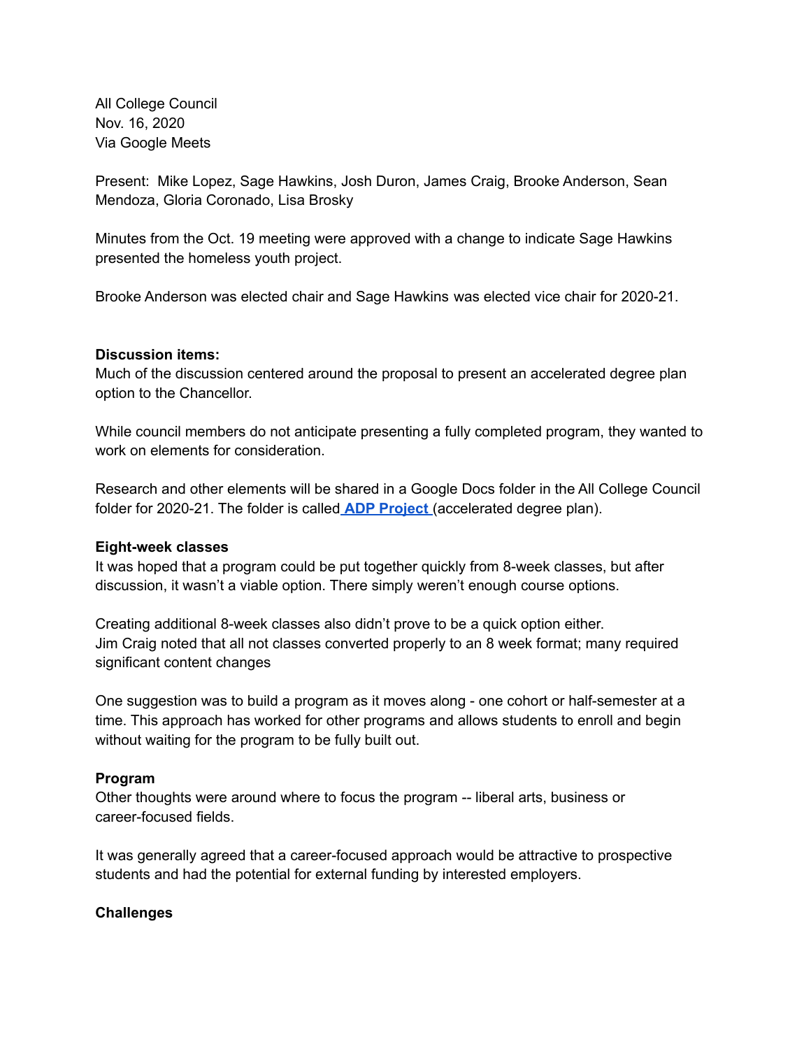All College Council
Nov. 16, 2020
Via Google Meets

Present: Mike Lopez, Sage Hawkins, Josh Duron, James Craig, Brooke Anderson, Sean Mendoza, Gloria Coronado, Lisa Brosky

Minutes from the Oct. 19 meeting were approved with a change to indicate Sage Hawkins presented the homeless youth project.

Brooke Anderson was elected chair and Sage Hawkins was elected vice chair for 2020-21.

**Discussion items:**
Much of the discussion centered around the proposal to present an accelerated degree plan option to the Chancellor.

While council members do not anticipate presenting a fully completed program, they wanted to work on elements for consideration.

Research and other elements will be shared in a Google Docs folder in the All College Council folder for 2020-21. The folder is called **ADP Project** (accelerated degree plan).

**Eight-week classes**
It was hoped that a program could be put together quickly from 8-week classes, but after discussion, it wasn't a viable option. There simply weren't enough course options.

Creating additional 8-week classes also didn't prove to be a quick option either.
Jim Craig noted that all not classes converted properly to an 8 week format; many required significant content changes

One suggestion was to build a program as it moves along - one cohort or half-semester at a time. This approach has worked for other programs and allows students to enroll and begin without waiting for the program to be fully built out.

**Program**
Other thoughts were around where to focus the program -- liberal arts, business or career-focused fields.

It was generally agreed that a career-focused approach would be attractive to prospective students and had the potential for external funding by interested employers.

**Challenges**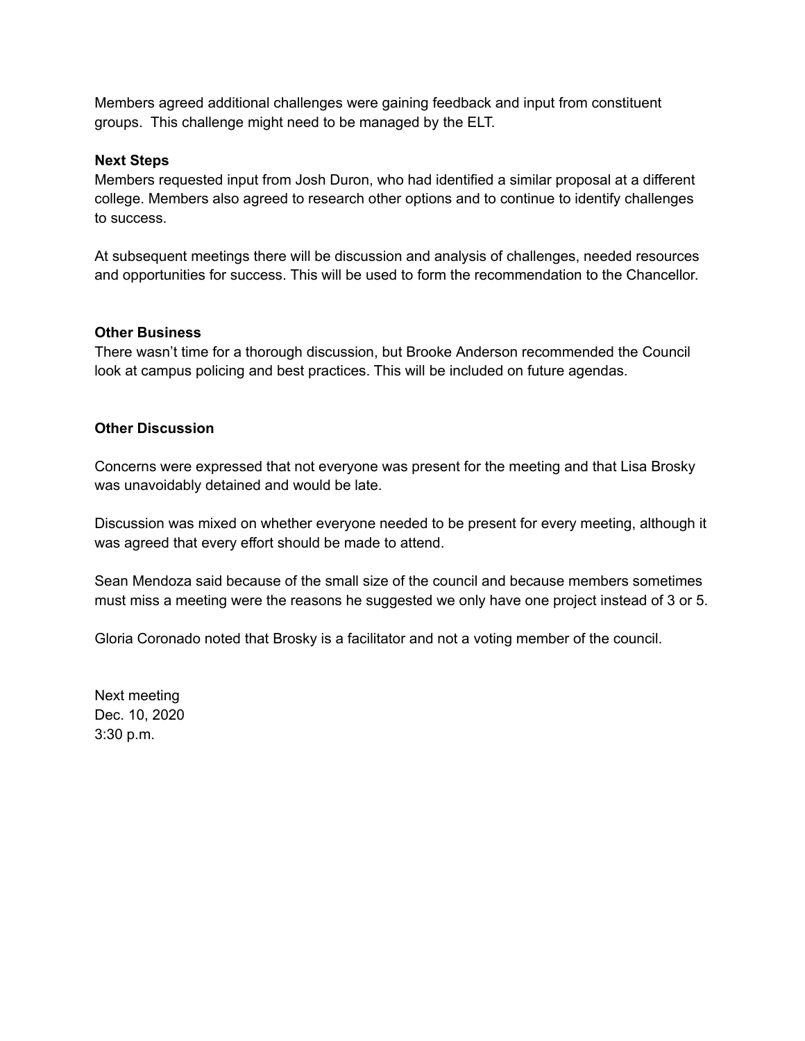Members agreed additional challenges were gaining feedback and input from constituent groups. This challenge might need to be managed by the ELT.

**Next Steps**

Members requested input from Josh Duron, who had identified a similar proposal at a different college. Members also agreed to research other options and to continue to identify challenges to success.

At subsequent meetings there will be discussion and analysis of challenges, needed resources and opportunities for success. This will be used to form the recommendation to the Chancellor.

**Other Business**

There wasn't time for a thorough discussion, but Brooke Anderson recommended the Council look at campus policing and best practices. This will be included on future agendas.

**Other Discussion**

Concerns were expressed that not everyone was present for the meeting and that Lisa Brosky was unavoidably detained and would be late.

Discussion was mixed on whether everyone needed to be present for every meeting, although it was agreed that every effort should be made to attend.

Sean Mendoza said because of the small size of the council and because members sometimes must miss a meeting were the reasons he suggested we only have one project instead of 3 or 5.

Gloria Coronado noted that Brosky is a facilitator and not a voting member of the council.

Next meeting
Dec. 10, 2020
3:30 p.m.